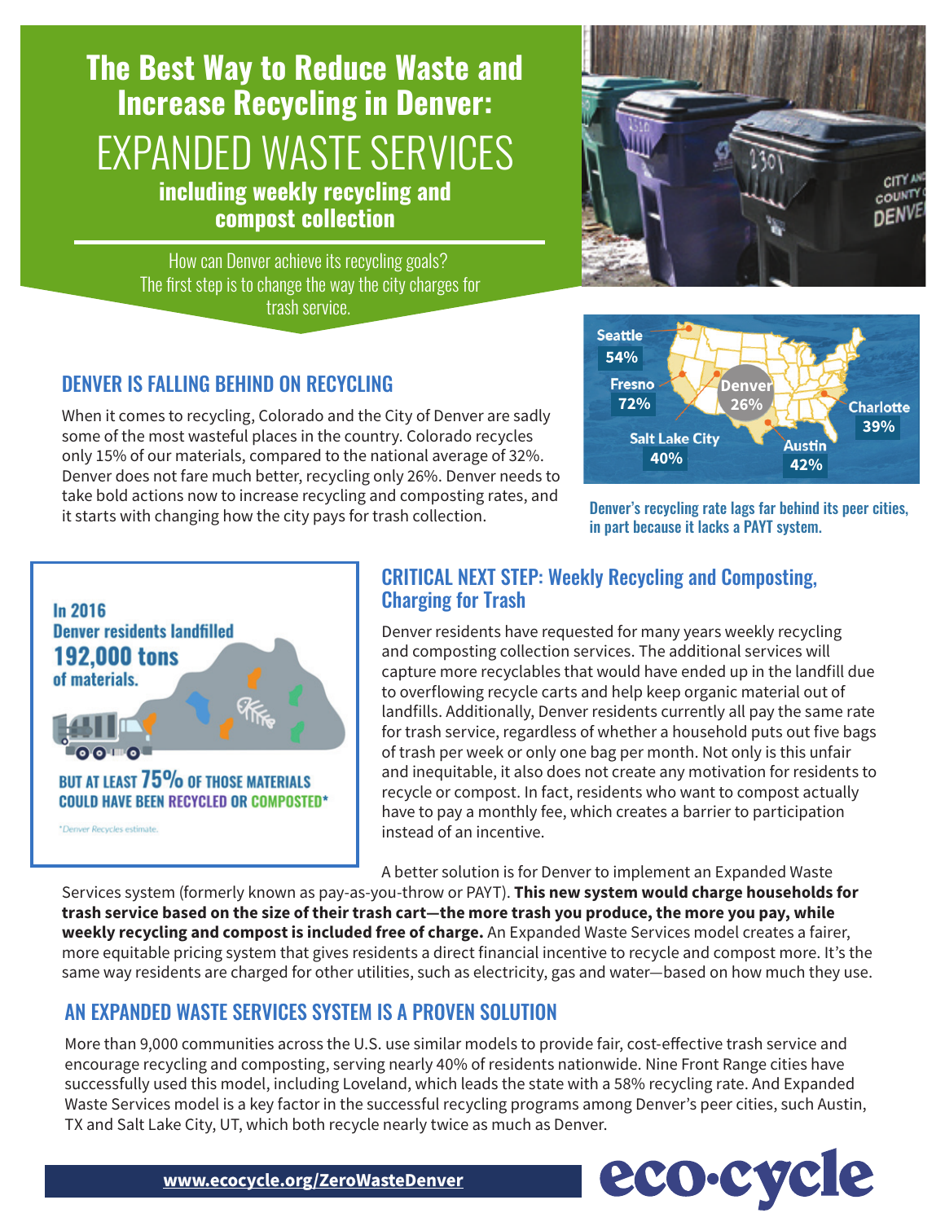# The Best Way to Reduce Waste and Increase Recycling in Denver: EXPANDED WASTE SERVICES

**including weekly recycling and compost collection**

How can Denver achieve its recycling goals? The first step is to change the way the city charges for trash service.

## DENVER IS FALLING BEHIND ON RECYCLING

When it comes to recycling, Colorado and the City of Denver are sadly some of the most wasteful places in the country. Colorado recycles only 15% of our materials, compared to the national average of 32%. Denver does not fare much better, recycling only 26%. Denver needs to take bold actions now to increase recycling and composting rates, and it starts with changing how the city pays for trash collection.

Seattle 54%, Fresno 72%, Denver 26%, Salt Lake City 40%, Austin 42%, Charlotte 39%

**Denver's recycling rate lags far behind its peer cities, in part because it lacks a PAYT system.**

In 2016 Denver residents landfilled **192,000 tons** of materials.

**BUT AT LEAST 75% OF THOSE MATERIALS COULD HAVE BEEN RECYCLED OR COMPOSTED***

*Denver Recycles estimate.

## CRITICAL NEXT STEP: Weekly Recycling and Composting, Charging for Trash

Denver residents have requested for many years weekly recycling and composting collection services. The additional services will capture more recyclables that would have ended up in the landfill due to overflowing recycle carts and help keep organic material out of landfills. Additionally, Denver residents currently all pay the same rate for trash service, regardless of whether a household puts out five bags of trash per week or only one bag per month. Not only is this unfair and inequitable, it also does not create any motivation for residents to recycle or compost. In fact, residents who want to compost actually have to pay a monthly fee, which creates a barrier to participation instead of an incentive.

A better solution is for Denver to implement an Expanded Waste Services system (formerly known as pay-as-you-throw or PAYT). **This new system would charge households for trash service based on the size of their trash cart—the more trash you produce, the more you pay, while weekly recycling and compost is included free of charge.** An Expanded Waste Services model creates a fairer, more equitable pricing system that gives residents a direct financial incentive to recycle and compost more. It's the same way residents are charged for other utilities, such as electricity, gas and water—based on how much they use.

## AN EXPANDED WASTE SERVICES SYSTEM IS A PROVEN SOLUTION

More than 9,000 communities across the U.S. use similar models to provide fair, cost-effective trash service and encourage recycling and composting, serving nearly 40% of residents nationwide. Nine Front Range cities have successfully used this model, including Loveland, which leads the state with a 58% recycling rate. And Expanded Waste Services model is a key factor in the successful recycling programs among Denver's peer cities, such Austin, TX and Salt Lake City, UT, which both recycle nearly twice as much as Denver.

www.ecocycle.org/ZeroWasteDenver

eco-cycle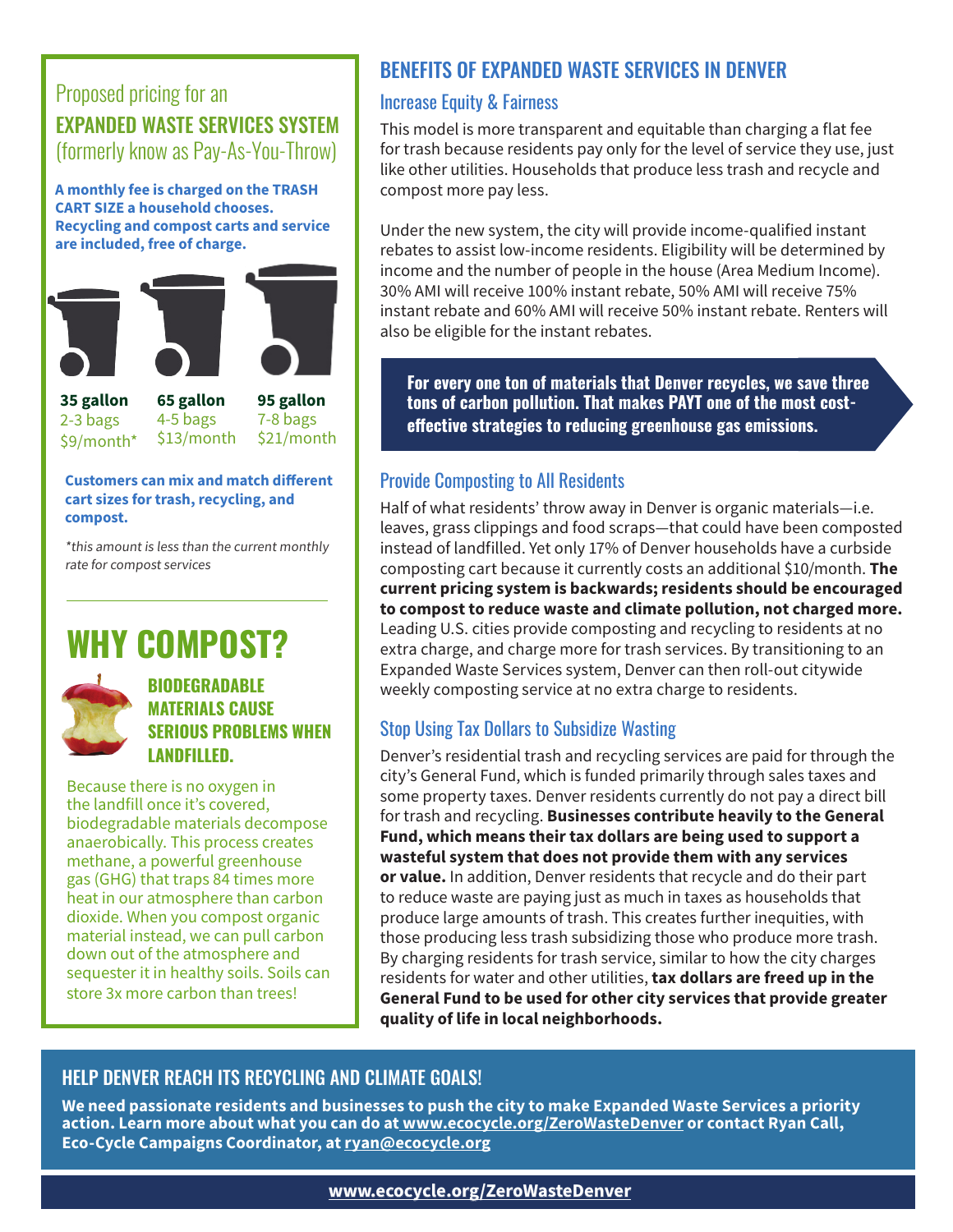## Proposed pricing for an EXPANDED WASTE SERVICES SYSTEM (formerly know as Pay-As-You-Throw)

**A monthly fee is charged on the TRASH CART SIZE a household chooses. Recycling and compost carts and service are included, free of charge.**

| | | |
|---|---|---|
| **35 gallon** | **65 gallon** | **95 gallon** |
| 2-3 bags | 4-5 bags | 7-8 bags |
| $9/month* | $13/month | $21/month |

**Customers can mix and match different cart sizes for trash, recycling, and compost.**

*\*this amount is less than the current monthly rate for compost services*

# WHY COMPOST?

### BIODEGRADABLE MATERIALS CAUSE SERIOUS PROBLEMS WHEN LANDFILLED.

Because there is no oxygen in the landfill once it's covered, biodegradable materials decompose anaerobically. This process creates methane, a powerful greenhouse gas (GHG) that traps 84 times more heat in our atmosphere than carbon dioxide. When you compost organic material instead, we can pull carbon down out of the atmosphere and sequester it in healthy soils. Soils can store 3x more carbon than trees!

## BENEFITS OF EXPANDED WASTE SERVICES IN DENVER

### Increase Equity & Fairness

This model is more transparent and equitable than charging a flat fee for trash because residents pay only for the level of service they use, just like other utilities. Households that produce less trash and recycle and compost more pay less.

Under the new system, the city will provide income-qualified instant rebates to assist low-income residents. Eligibility will be determined by income and the number of people in the house (Area Medium Income). 30% AMI will receive 100% instant rebate, 50% AMI will receive 75% instant rebate and 60% AMI will receive 50% instant rebate. Renters will also be eligible for the instant rebates.

**For every one ton of materials that Denver recycles, we save three tons of carbon pollution. That makes PAYT one of the most cost-effective strategies to reducing greenhouse gas emissions.**

### Provide Composting to All Residents

Half of what residents' throw away in Denver is organic materials—i.e. leaves, grass clippings and food scraps—that could have been composted instead of landfilled. Yet only 17% of Denver households have a curbside composting cart because it currently costs an additional $10/month. **The current pricing system is backwards; residents should be encouraged to compost to reduce waste and climate pollution, not charged more.** Leading U.S. cities provide composting and recycling to residents at no extra charge, and charge more for trash services. By transitioning to an Expanded Waste Services system, Denver can then roll-out citywide weekly composting service at no extra charge to residents.

### Stop Using Tax Dollars to Subsidize Wasting

Denver's residential trash and recycling services are paid for through the city's General Fund, which is funded primarily through sales taxes and some property taxes. Denver residents currently do not pay a direct bill for trash and recycling. **Businesses contribute heavily to the General Fund, which means their tax dollars are being used to support a wasteful system that does not provide them with any services or value.** In addition, Denver residents that recycle and do their part to reduce waste are paying just as much in taxes as households that produce large amounts of trash. This creates further inequities, with those producing less trash subsidizing those who produce more trash. By charging residents for trash service, similar to how the city charges residents for water and other utilities, **tax dollars are freed up in the General Fund to be used for other city services that provide greater quality of life in local neighborhoods.**

## HELP DENVER REACH ITS RECYCLING AND CLIMATE GOALS!

**We need passionate residents and businesses to push the city to make Expanded Waste Services a priority action. Learn more about what you can do at www.ecocycle.org/ZeroWasteDenver or contact Ryan Call, Eco-Cycle Campaigns Coordinator, at ryan@ecocycle.org**

**www.ecocycle.org/ZeroWasteDenver**